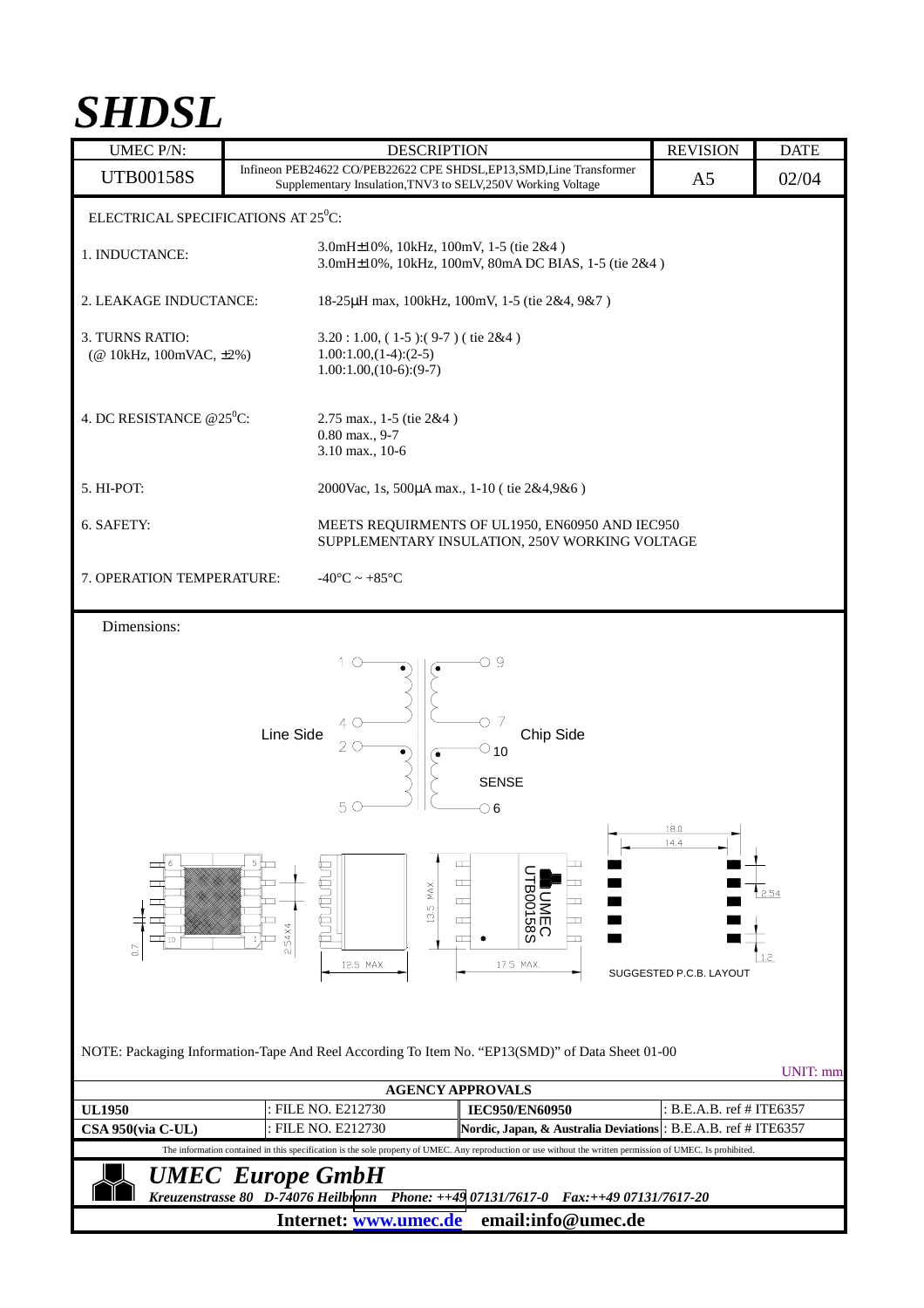# SHDSL

| UMEC P/N: | DESCRIPTION | REVISION | DATE |
|---|---|---|---|
| UTB00158S | Infineon PEB24622 CO/PEB22622 CPE SHDSL,EP13,SMD,Line Transformer Supplementary Insulation,TNV3 to SELV,250V Working Voltage | A5 | 02/04 |

ELECTRICAL SPECIFICATIONS AT 25$^0$C:

| | |
|---|---|
| 1. INDUCTANCE: | 3.0mH±10%, 10kHz, 100mV, 1-5 (tie 2&4 )<br>3.0mH±10%, 10kHz, 100mV, 80mA DC BIAS, 1-5 (tie 2&4 ) |
| 2. LEAKAGE INDUCTANCE: | 18-25μH max, 100kHz, 100mV, 1-5 (tie 2&4, 9&7 ) |
| 3. TURNS RATIO:<br>(@ 10kHz, 100mVAC, ±2%) | 3.20 : 1.00, ( 1-5 ):( 9-7 ) ( tie 2&4 )<br>1.00:1.00,(1-4):(2-5)<br>1.00:1.00,(10-6):(9-7) |
| 4. DC RESISTANCE @25$^0$C: | 2.75 max., 1-5 (tie 2&4 )<br>0.80 max., 9-7<br>3.10 max., 10-6 |
| 5. HI-POT: | 2000Vac, 1s, 500μA max., 1-10 ( tie 2&4,9&6 ) |
| 6. SAFETY: | MEETS REQUIRMENTS OF UL1950, EN60950 AND IEC950 SUPPLEMENTARY INSULATION, 250V WORKING VOLTAGE |
| 7. OPERATION TEMPERATURE: | -40°C ~ +85°C |

Dimensions:

Line Side — Chip Side — SENSE

12.5 MAX — 13.5 MAX — 17.5 MAX. — 2.54X4 — 0.7 — 18.0 — 14.4 — 2.54 — 1.2

UMEC UTB00158S

SUGGESTED P.C.B. LAYOUT

NOTE: Packaging Information-Tape And Reel According To Item No. "EP13(SMD)" of Data Sheet 01-00

UNIT: mm

| AGENCY APPROVALS | | | |
|---|---|---|---|
| **UL1950** | : FILE NO. E212730 | **IEC950/EN60950** | : B.E.A.B. ref # ITE6357 |
| **CSA 950(via C-UL)** | : FILE NO. E212730 | **Nordic, Japan, & Australia Deviations** | : B.E.A.B. ref # ITE6357 |

The information contained in this specification is the sole property of UMEC. Any reproduction or use without the written permission of UMEC. Is prohibited.

***UMEC Europe GmbH***

***Kreuzenstrasse 80 D-74076 Heilbronn Phone: ++49 07131/7617-0 Fax:++49 07131/7617-20***

**Internet: www.umec.de email:info@umec.de**